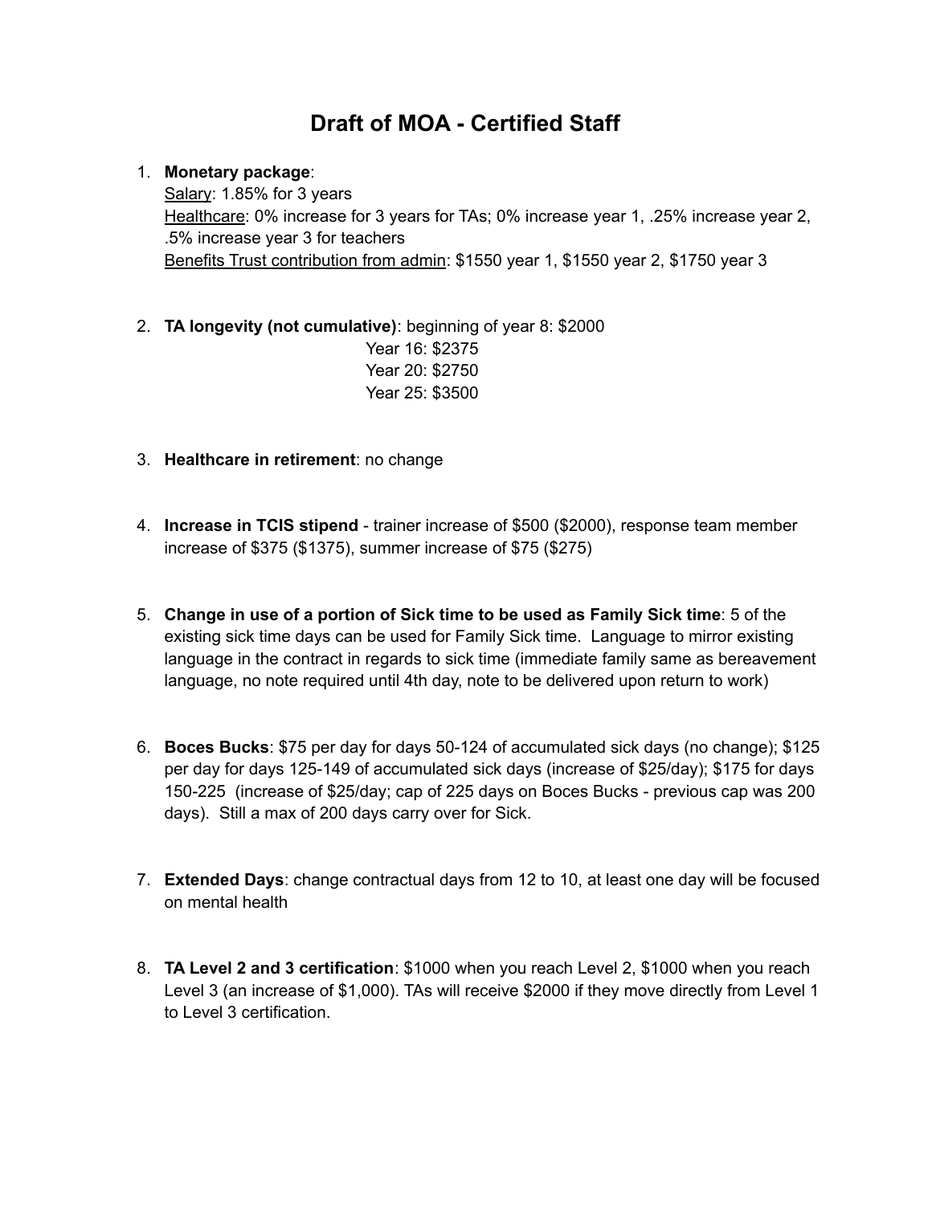# Draft of MOA - Certified Staff

1. **Monetary package**:
   Salary: 1.85% for 3 years
   Healthcare: 0% increase for 3 years for TAs; 0% increase year 1, .25% increase year 2, .5% increase year 3 for teachers
   Benefits Trust contribution from admin: $1550 year 1, $1550 year 2, $1750 year 3

2. **TA longevity (not cumulative)**: beginning of year 8: $2000
   Year 16: $2375
   Year 20: $2750
   Year 25: $3500

3. **Healthcare in retirement**: no change

4. **Increase in TCIS stipend** - trainer increase of $500 ($2000), response team member increase of $375 ($1375), summer increase of $75 ($275)

5. **Change in use of a portion of Sick time to be used as Family Sick time**: 5 of the existing sick time days can be used for Family Sick time. Language to mirror existing language in the contract in regards to sick time (immediate family same as bereavement language, no note required until 4th day, note to be delivered upon return to work)

6. **Boces Bucks**: $75 per day for days 50-124 of accumulated sick days (no change); $125 per day for days 125-149 of accumulated sick days (increase of $25/day); $175 for days 150-225 (increase of $25/day; cap of 225 days on Boces Bucks - previous cap was 200 days). Still a max of 200 days carry over for Sick.

7. **Extended Days**: change contractual days from 12 to 10, at least one day will be focused on mental health

8. **TA Level 2 and 3 certification**: $1000 when you reach Level 2, $1000 when you reach Level 3 (an increase of $1,000). TAs will receive $2000 if they move directly from Level 1 to Level 3 certification.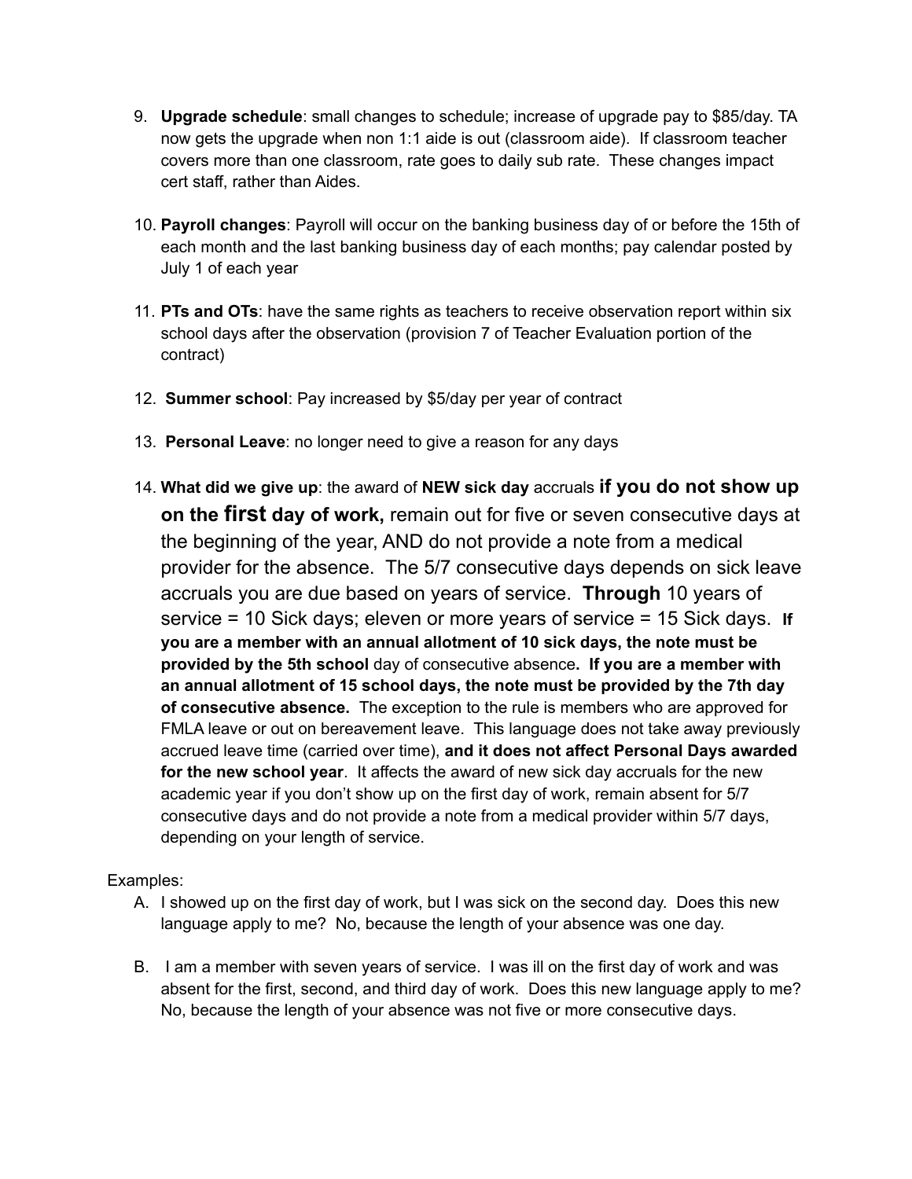9. **Upgrade schedule**: small changes to schedule; increase of upgrade pay to $85/day. TA now gets the upgrade when non 1:1 aide is out (classroom aide). If classroom teacher covers more than one classroom, rate goes to daily sub rate. These changes impact cert staff, rather than Aides.

10. **Payroll changes**: Payroll will occur on the banking business day of or before the 15th of each month and the last banking business day of each months; pay calendar posted by July 1 of each year

11. **PTs and OTs**: have the same rights as teachers to receive observation report within six school days after the observation (provision 7 of Teacher Evaluation portion of the contract)

12. **Summer school**: Pay increased by $5/day per year of contract

13. **Personal Leave**: no longer need to give a reason for any days

14. **What did we give up**: the award of **NEW sick day** accruals **if you do not show up on the first day of work,** remain out for five or seven consecutive days at the beginning of the year, AND do not provide a note from a medical provider for the absence. The 5/7 consecutive days depends on sick leave accruals you are due based on years of service. **Through** 10 years of service = 10 Sick days; eleven or more years of service = 15 Sick days. **If you are a member with an annual allotment of 10 sick days, the note must be provided by the 5th school** day of consecutive absence**. If you are a member with an annual allotment of 15 school days, the note must be provided by the 7th day of consecutive absence.** The exception to the rule is members who are approved for FMLA leave or out on bereavement leave. This language does not take away previously accrued leave time (carried over time), **and it does not affect Personal Days awarded for the new school year**. It affects the award of new sick day accruals for the new academic year if you don't show up on the first day of work, remain absent for 5/7 consecutive days and do not provide a note from a medical provider within 5/7 days, depending on your length of service.

Examples:

A. I showed up on the first day of work, but I was sick on the second day. Does this new language apply to me? No, because the length of your absence was one day.

B. I am a member with seven years of service. I was ill on the first day of work and was absent for the first, second, and third day of work. Does this new language apply to me? No, because the length of your absence was not five or more consecutive days.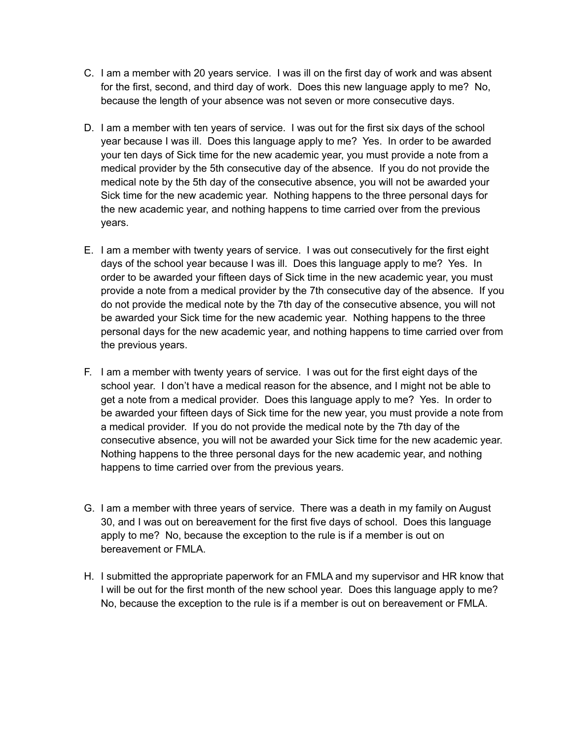C. I am a member with 20 years service. I was ill on the first day of work and was absent for the first, second, and third day of work. Does this new language apply to me? No, because the length of your absence was not seven or more consecutive days.

D. I am a member with ten years of service. I was out for the first six days of the school year because I was ill. Does this language apply to me? Yes. In order to be awarded your ten days of Sick time for the new academic year, you must provide a note from a medical provider by the 5th consecutive day of the absence. If you do not provide the medical note by the 5th day of the consecutive absence, you will not be awarded your Sick time for the new academic year. Nothing happens to the three personal days for the new academic year, and nothing happens to time carried over from the previous years.

E. I am a member with twenty years of service. I was out consecutively for the first eight days of the school year because I was ill. Does this language apply to me? Yes. In order to be awarded your fifteen days of Sick time in the new academic year, you must provide a note from a medical provider by the 7th consecutive day of the absence. If you do not provide the medical note by the 7th day of the consecutive absence, you will not be awarded your Sick time for the new academic year. Nothing happens to the three personal days for the new academic year, and nothing happens to time carried over from the previous years.

F. I am a member with twenty years of service. I was out for the first eight days of the school year. I don't have a medical reason for the absence, and I might not be able to get a note from a medical provider. Does this language apply to me? Yes. In order to be awarded your fifteen days of Sick time for the new year, you must provide a note from a medical provider. If you do not provide the medical note by the 7th day of the consecutive absence, you will not be awarded your Sick time for the new academic year. Nothing happens to the three personal days for the new academic year, and nothing happens to time carried over from the previous years.

G. I am a member with three years of service. There was a death in my family on August 30, and I was out on bereavement for the first five days of school. Does this language apply to me? No, because the exception to the rule is if a member is out on bereavement or FMLA.

H. I submitted the appropriate paperwork for an FMLA and my supervisor and HR know that I will be out for the first month of the new school year. Does this language apply to me? No, because the exception to the rule is if a member is out on bereavement or FMLA.